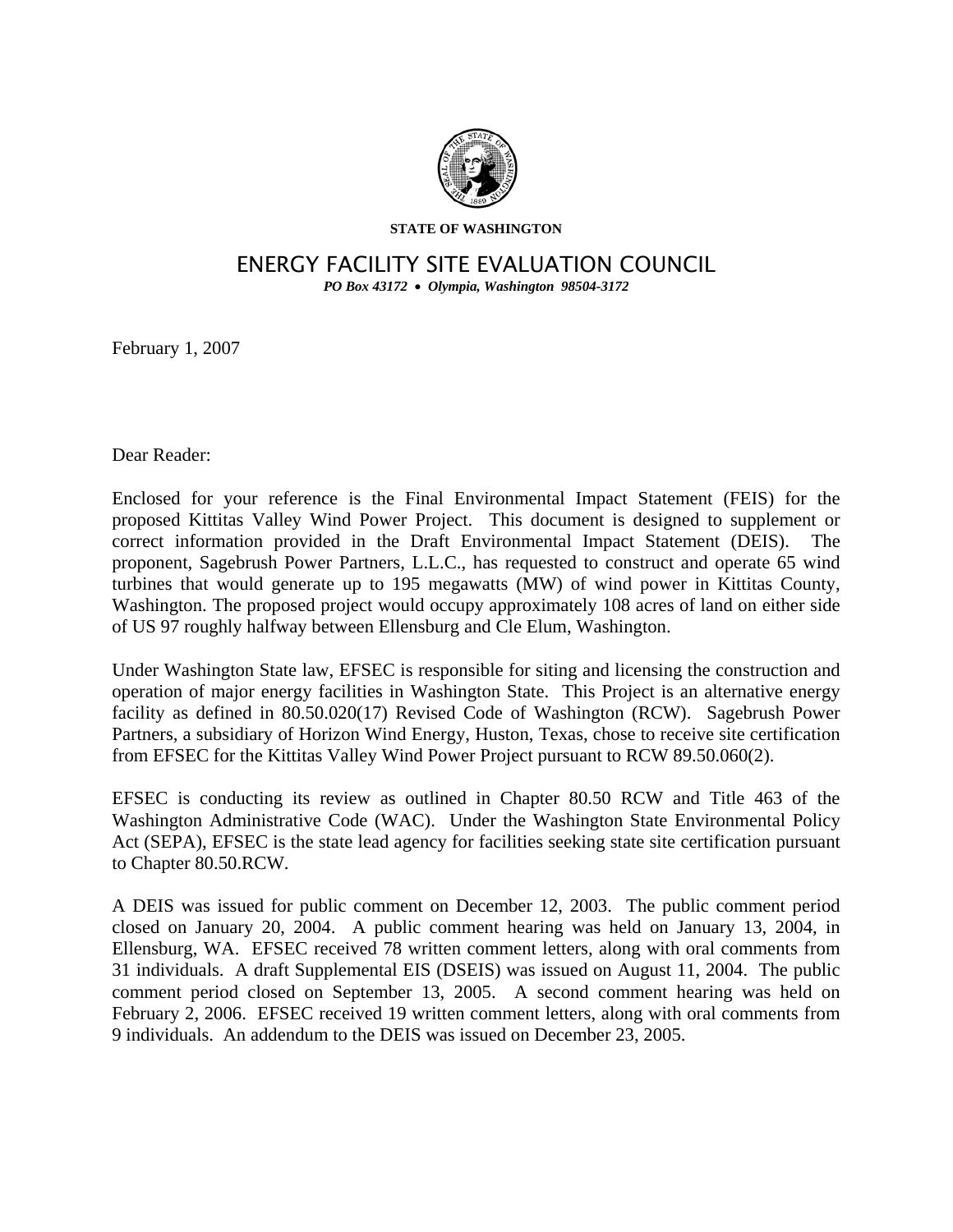**STATE OF WASHINGTON**

# ENERGY FACILITY SITE EVALUATION COUNCIL

***PO Box 43172 • Olympia, Washington 98504-3172***

February 1, 2007

Dear Reader:

Enclosed for your reference is the Final Environmental Impact Statement (FEIS) for the proposed Kittitas Valley Wind Power Project. This document is designed to supplement or correct information provided in the Draft Environmental Impact Statement (DEIS). The proponent, Sagebrush Power Partners, L.L.C., has requested to construct and operate 65 wind turbines that would generate up to 195 megawatts (MW) of wind power in Kittitas County, Washington. The proposed project would occupy approximately 108 acres of land on either side of US 97 roughly halfway between Ellensburg and Cle Elum, Washington.

Under Washington State law, EFSEC is responsible for siting and licensing the construction and operation of major energy facilities in Washington State. This Project is an alternative energy facility as defined in 80.50.020(17) Revised Code of Washington (RCW). Sagebrush Power Partners, a subsidiary of Horizon Wind Energy, Huston, Texas, chose to receive site certification from EFSEC for the Kittitas Valley Wind Power Project pursuant to RCW 89.50.060(2).

EFSEC is conducting its review as outlined in Chapter 80.50 RCW and Title 463 of the Washington Administrative Code (WAC). Under the Washington State Environmental Policy Act (SEPA), EFSEC is the state lead agency for facilities seeking state site certification pursuant to Chapter 80.50.RCW.

A DEIS was issued for public comment on December 12, 2003. The public comment period closed on January 20, 2004. A public comment hearing was held on January 13, 2004, in Ellensburg, WA. EFSEC received 78 written comment letters, along with oral comments from 31 individuals. A draft Supplemental EIS (DSEIS) was issued on August 11, 2004. The public comment period closed on September 13, 2005. A second comment hearing was held on February 2, 2006. EFSEC received 19 written comment letters, along with oral comments from 9 individuals. An addendum to the DEIS was issued on December 23, 2005.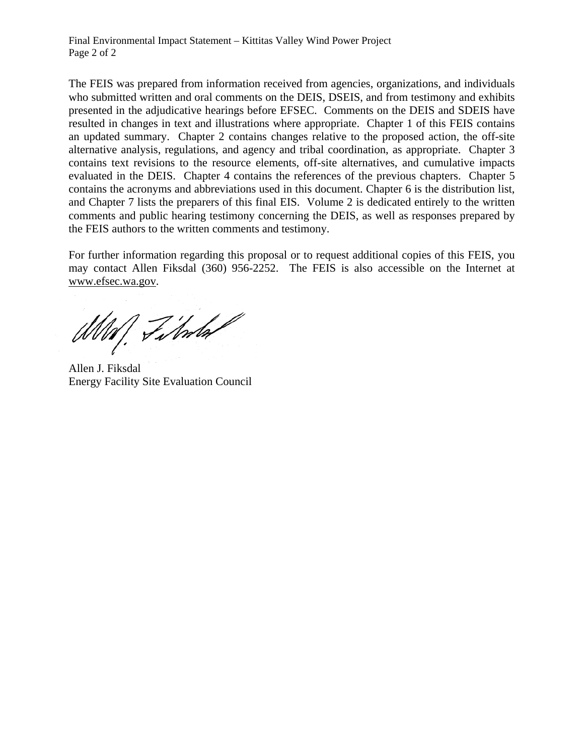The FEIS was prepared from information received from agencies, organizations, and individuals who submitted written and oral comments on the DEIS, DSEIS, and from testimony and exhibits presented in the adjudicative hearings before EFSEC. Comments on the DEIS and SDEIS have resulted in changes in text and illustrations where appropriate. Chapter 1 of this FEIS contains an updated summary. Chapter 2 contains changes relative to the proposed action, the off-site alternative analysis, regulations, and agency and tribal coordination, as appropriate. Chapter 3 contains text revisions to the resource elements, off-site alternatives, and cumulative impacts evaluated in the DEIS. Chapter 4 contains the references of the previous chapters. Chapter 5 contains the acronyms and abbreviations used in this document. Chapter 6 is the distribution list, and Chapter 7 lists the preparers of this final EIS. Volume 2 is dedicated entirely to the written comments and public hearing testimony concerning the DEIS, as well as responses prepared by the FEIS authors to the written comments and testimony.

For further information regarding this proposal or to request additional copies of this FEIS, you may contact Allen Fiksdal (360) 956-2252. The FEIS is also accessible on the Internet at www.efsec.wa.gov.

Allen J. Fiksdal
Energy Facility Site Evaluation Council